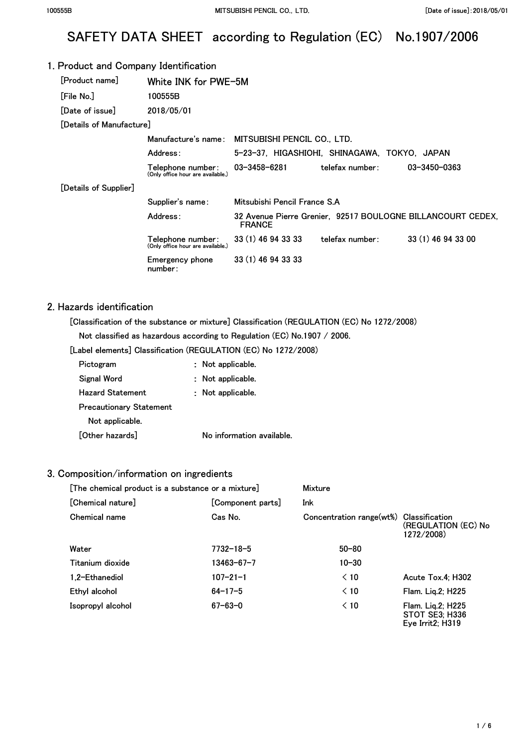# SAFETY DATA SHEET according to Regulation (EC) No.1907/2006

## 1. Product and Company Identification

| | | | | |
|---|---|---|---|---|
| [Product name] | White INK for PWE-5M | | | |
| [File No.] | 100555B | | | |
| [Date of issue] | 2018/05/01 | | | |
| [Details of Manufacture] | | | | |
| | Manufacture's name: | MITSUBISHI PENCIL CO., LTD. | | |
| | Address: | 5-23-37, HIGASHIOHI, SHINAGAWA, TOKYO, JAPAN | | |
| | Telephone number: (Only office hour are available.) | 03-3458-6281 | telefax number: | 03-3450-0363 |
| [Details of Supplier] | | | | |
| | Supplier's name: | Mitsubishi Pencil France S.A | | |
| | Address: | 32 Avenue Pierre Grenier, 92517 BOULOGNE BILLANCOURT CEDEX, FRANCE | | |
| | Telephone number: (Only office hour are available.) | 33 (1) 46 94 33 33 | telefax number: | 33 (1) 46 94 33 00 |
| | Emergency phone number: | 33 (1) 46 94 33 33 | | |

## 2. Hazards identification

[Classification of the substance or mixture] Classification (REGULATION (EC) No 1272/2008)

Not classified as hazardous according to Regulation (EC) No.1907 / 2006.

[Label elements] Classification (REGULATION (EC) No 1272/2008)

Pictogram : Not applicable.

Signal Word : Not applicable.

Hazard Statement : Not applicable.

Precautionary Statement

Not applicable.

[Other hazards] No information available.

## 3. Composition/information on ingredients

[The chemical product is a substance or a mixture] Mixture

[Chemical nature] [Component parts] Ink

| Chemical name | Cas No. | Concentration range(wt%) | Classification (REGULATION (EC) No 1272/2008) |
|---|---|---|---|
| Water | 7732-18-5 | 50-80 | |
| Titanium dioxide | 13463-67-7 | 10-30 | |
| 1,2-Ethanediol | 107-21-1 | < 10 | Acute Tox.4; H302 |
| Ethyl alcohol | 64-17-5 | < 10 | Flam. Liq.2; H225 |
| Isopropyl alcohol | 67-63-0 | < 10 | Flam. Liq.2; H225<br>STOT SE3; H336<br>Eye Irrit2; H319 |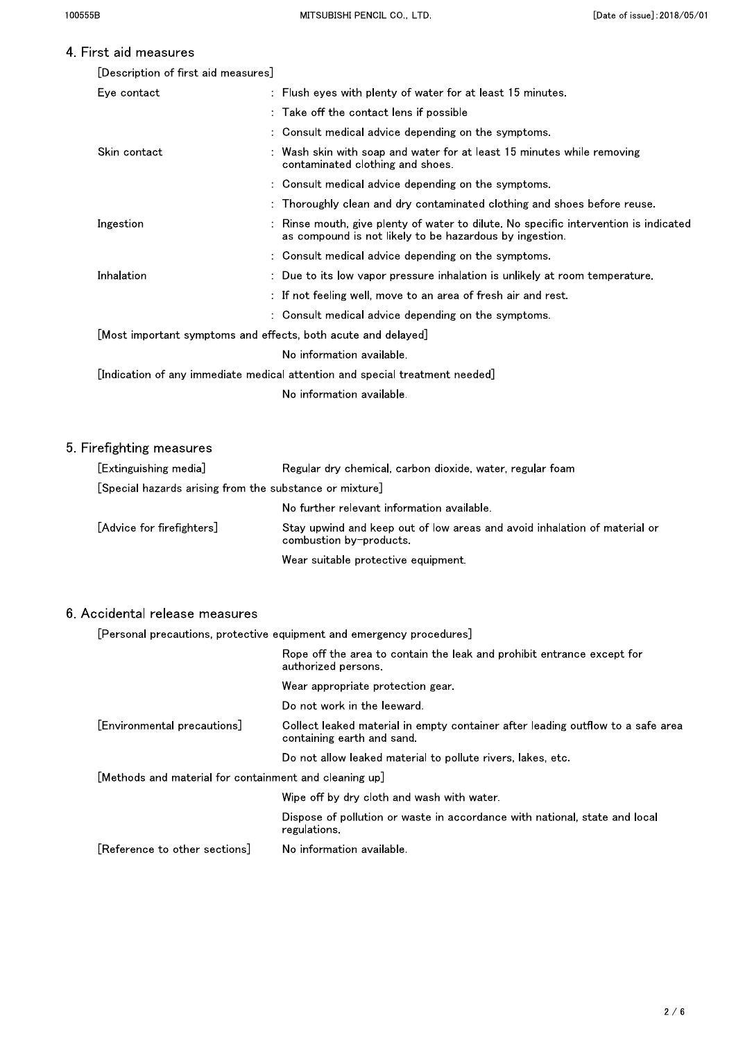## 4. First aid measures

[Description of first aid measures]

| | |
|---|---|
| Eye contact | : Flush eyes with plenty of water for at least 15 minutes. |
| | : Take off the contact lens if possible |
| | : Consult medical advice depending on the symptoms. |
| Skin contact | : Wash skin with soap and water for at least 15 minutes while removing contaminated clothing and shoes. |
| | : Consult medical advice depending on the symptoms. |
| | : Thoroughly clean and dry contaminated clothing and shoes before reuse. |
| Ingestion | : Rinse mouth, give plenty of water to dilute. No specific intervention is indicated as compound is not likely to be hazardous by ingestion. |
| | : Consult medical advice depending on the symptoms. |
| Inhalation | : Due to its low vapor pressure inhalation is unlikely at room temperature. |
| | : If not feeling well, move to an area of fresh air and rest. |
| | : Consult medical advice depending on the symptoms. |

[Most important symptoms and effects, both acute and delayed]

No information available.

[Indication of any immediate medical attention and special treatment needed]

No information available.

## 5. Firefighting measures

[Extinguishing media] Regular dry chemical, carbon dioxide, water, regular foam

[Special hazards arising from the substance or mixture]

No further relevant information available.

[Advice for firefighters] Stay upwind and keep out of low areas and avoid inhalation of material or combustion by-products.

Wear suitable protective equipment.

## 6. Accidental release measures

[Personal precautions, protective equipment and emergency procedures]

Rope off the area to contain the leak and prohibit entrance except for authorized persons.

Wear appropriate protection gear.

Do not work in the leeward.

[Environmental precautions] Collect leaked material in empty container after leading outflow to a safe area containing earth and sand.

Do not allow leaked material to pollute rivers, lakes, etc.

[Methods and material for containment and cleaning up]

Wipe off by dry cloth and wash with water.

Dispose of pollution or waste in accordance with national, state and local regulations.

[Reference to other sections] No information available.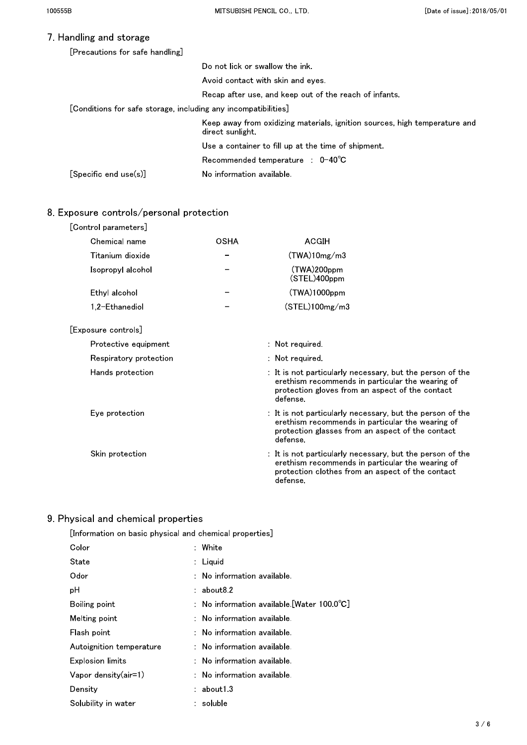## 7. Handling and storage

[Precautions for safe handling]

Do not lick or swallow the ink.

Avoid contact with skin and eyes.

Recap after use, and keep out of the reach of infants.

[Conditions for safe storage, including any incompatibilities]

Keep away from oxidizing materials, ignition sources, high temperature and direct sunlight.

Use a container to fill up at the time of shipment.

Recommended temperature : 0-40℃

[Specific end use(s)] No information available.

## 8. Exposure controls/personal protection

[Control parameters]

| Chemical name | OSHA | ACGIH |
|---|---|---|
| Titanium dioxide | − | (TWA)10mg/m3 |
| Isopropyl alcohol | − | (TWA)200ppm (STEL)400ppm |
| Ethyl alcohol | − | (TWA)1000ppm |
| 1,2-Ethanediol | − | (STEL)100mg/m3 |

[Exposure controls]

| | |
|---|---|
| Protective equipment | : Not required. |
| Respiratory protection | : Not required. |
| Hands protection | : It is not particularly necessary, but the person of the erethism recommends in particular the wearing of protection gloves from an aspect of the contact defense. |
| Eye protection | : It is not particularly necessary, but the person of the erethism recommends in particular the wearing of protection glasses from an aspect of the contact defense. |
| Skin protection | : It is not particularly necessary, but the person of the erethism recommends in particular the wearing of protection clothes from an aspect of the contact defense. |

## 9. Physical and chemical properties

[Information on basic physical and chemical properties]

| | |
|---|---|
| Color | : White |
| State | : Liquid |
| Odor | : No information available. |
| pH | : about8.2 |
| Boiling point | : No information available.[Water 100.0℃] |
| Melting point | : No information available. |
| Flash point | : No information available. |
| Autoignition temperature | : No information available. |
| Explosion limits | : No information available. |
| Vapor density(air=1) | : No information available. |
| Density | : about1.3 |
| Solubility in water | : soluble |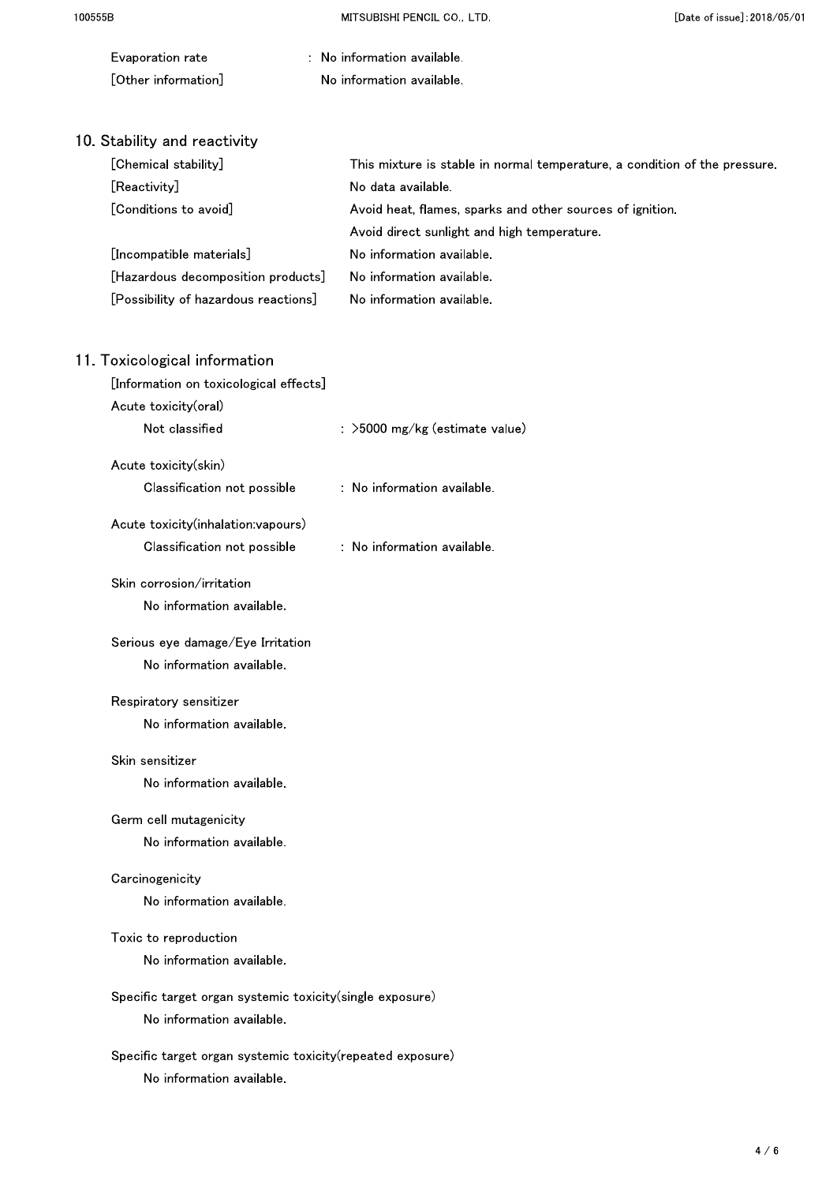Evaporation rate : No information available.

[Other information] No information available.

## 10. Stability and reactivity

[Chemical stability] This mixture is stable in normal temperature, a condition of the pressure.

[Reactivity] No data available.

[Conditions to avoid] Avoid heat, flames, sparks and other sources of ignition.
Avoid direct sunlight and high temperature.

[Incompatible materials] No information available.

[Hazardous decomposition products] No information available.

[Possibility of hazardous reactions] No information available.

## 11. Toxicological information

[Information on toxicological effects]

Acute toxicity(oral)

Not classified : >5000 mg/kg (estimate value)

Acute toxicity(skin)

Classification not possible : No information available.

Acute toxicity(inhalation:vapours)

Classification not possible : No information available.

Skin corrosion/irritation

No information available.

Serious eye damage/Eye Irritation

No information available.

Respiratory sensitizer

No information available.

Skin sensitizer

No information available.

Germ cell mutagenicity

No information available.

Carcinogenicity

No information available.

Toxic to reproduction

No information available.

Specific target organ systemic toxicity(single exposure)

No information available.

Specific target organ systemic toxicity(repeated exposure)

No information available.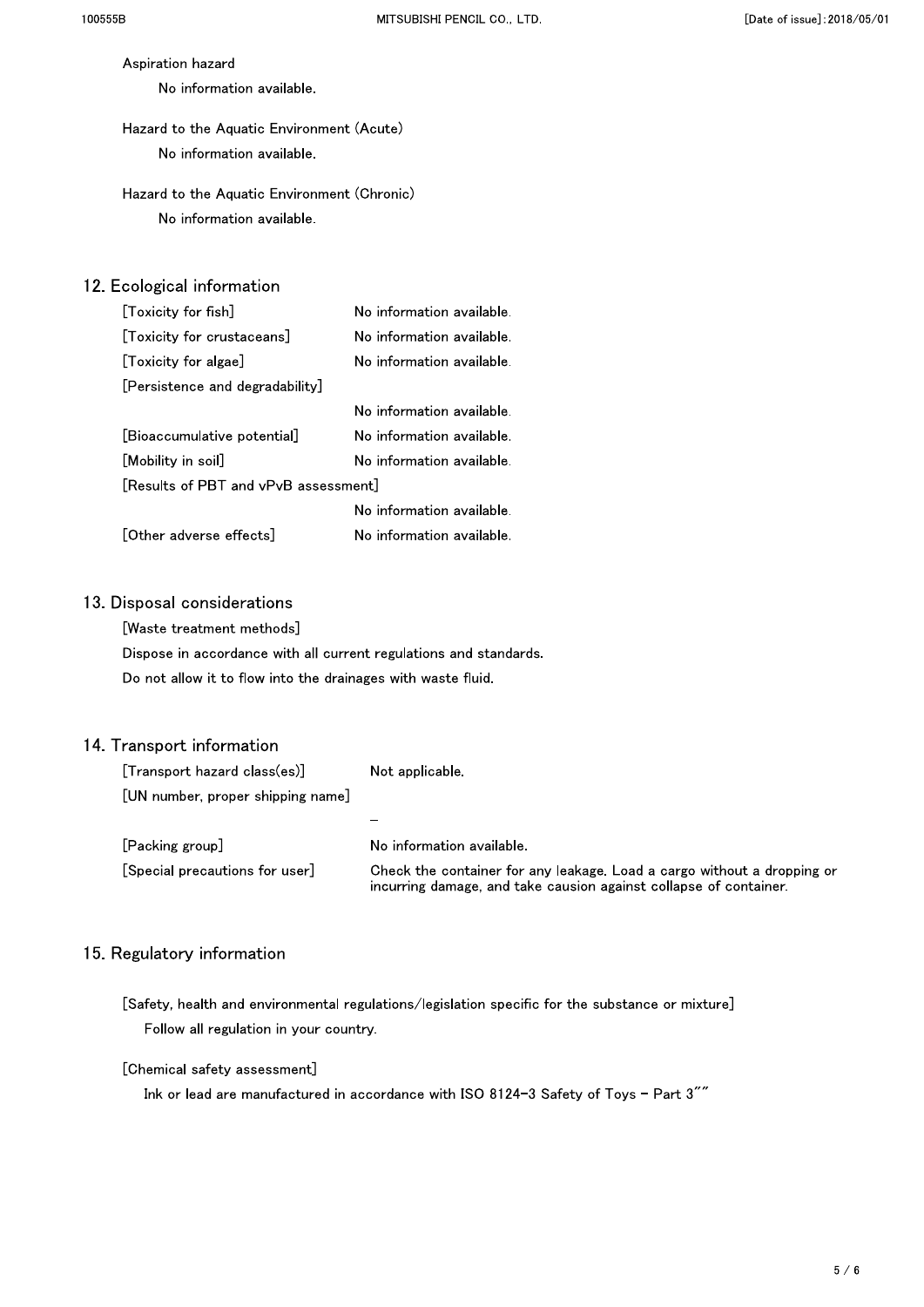Aspiration hazard

No information available.

Hazard to the Aquatic Environment (Acute)

No information available.

Hazard to the Aquatic Environment (Chronic)

No information available.

## 12. Ecological information

| | |
|---|---|
| [Toxicity for fish] | No information available. |
| [Toxicity for crustaceans] | No information available. |
| [Toxicity for algae] | No information available. |
| [Persistence and degradability] | No information available. |
| [Bioaccumulative potential] | No information available. |
| [Mobility in soil] | No information available. |
| [Results of PBT and vPvB assessment] | No information available. |
| [Other adverse effects] | No information available. |

## 13. Disposal considerations

[Waste treatment methods]

Dispose in accordance with all current regulations and standards.

Do not allow it to flow into the drainages with waste fluid.

## 14. Transport information

| | |
|---|---|
| [Transport hazard class(es)] | Not applicable. |
| [UN number, proper shipping name] | – |
| [Packing group] | No information available. |
| [Special precautions for user] | Check the container for any leakage. Load a cargo without a dropping or incurring damage, and take causion against collapse of container. |

## 15. Regulatory information

[Safety, health and environmental regulations/legislation specific for the substance or mixture]

Follow all regulation in your country.

[Chemical safety assessment]

Ink or lead are manufactured in accordance with ISO 8124-3 Safety of Toys - Part 3""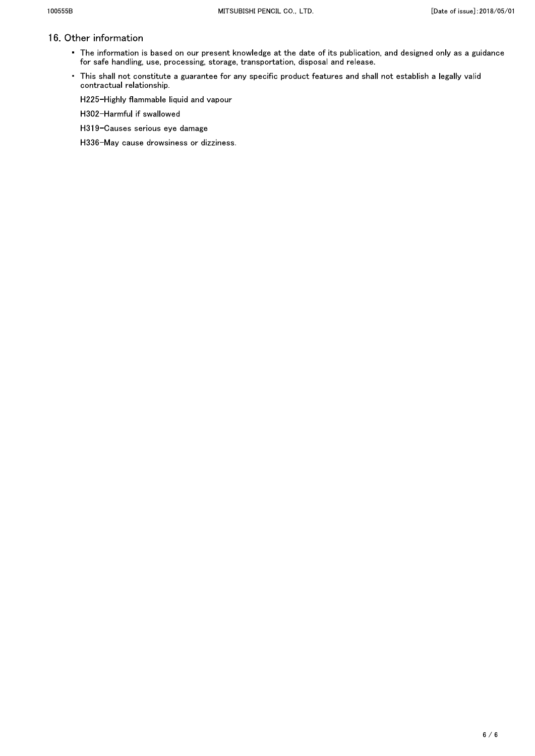## 16. Other information

- The information is based on our present knowledge at the date of its publication, and designed only as a guidance for safe handling, use, processing, storage, transportation, disposal and release.
- This shall not constitute a guarantee for any specific product features and shall not establish a legally valid contractual relationship.

H225–Highly flammable liquid and vapour

H302–Harmful if swallowed

H319–Causes serious eye damage

H336–May cause drowsiness or dizziness.